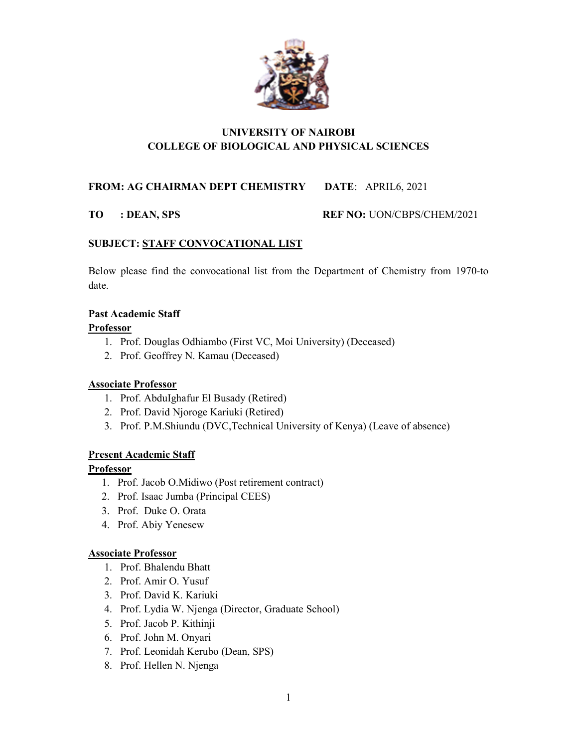**UNIVERSITY OF NAIROBI**
**COLLEGE OF BIOLOGICAL AND PHYSICAL SCIENCES**

**FROM: AG CHAIRMAN DEPT CHEMISTRY** **DATE**: APRIL6, 2021

**TO : DEAN, SPS** **REF NO:** UON/CBPS/CHEM/2021

**SUBJECT: STAFF CONVOCATIONAL LIST**

Below please find the convocational list from the Department of Chemistry from 1970-to date.

**Past Academic Staff**

**Professor**

1. Prof. Douglas Odhiambo (First VC, Moi University) (Deceased)
2. Prof. Geoffrey N. Kamau (Deceased)

**Associate Professor**

1. Prof. AbduIghafur El Busady (Retired)
2. Prof. David Njoroge Kariuki (Retired)
3. Prof. P.M.Shiundu (DVC,Technical University of Kenya) (Leave of absence)

**Present Academic Staff**

**Professor**

1. Prof. Jacob O.Midiwo (Post retirement contract)
2. Prof. Isaac Jumba (Principal CEES)
3. Prof. Duke O. Orata
4. Prof. Abiy Yenesew

**Associate Professor**

1. Prof. Bhalendu Bhatt
2. Prof. Amir O. Yusuf
3. Prof. David K. Kariuki
4. Prof. Lydia W. Njenga (Director, Graduate School)
5. Prof. Jacob P. Kithinji
6. Prof. John M. Onyari
7. Prof. Leonidah Kerubo (Dean, SPS)
8. Prof. Hellen N. Njenga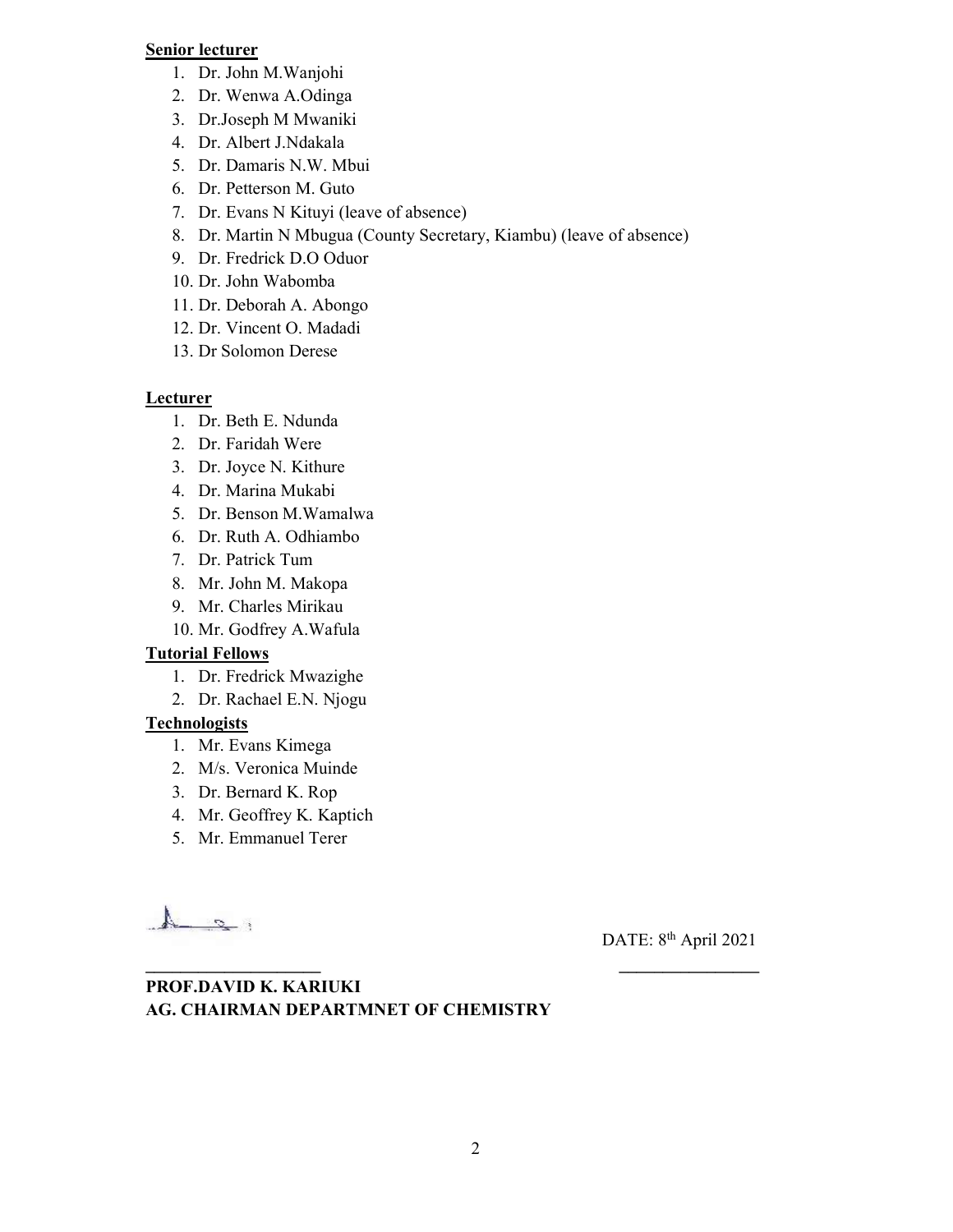**Senior lecturer**

1. Dr. John M.Wanjohi
2. Dr. Wenwa A.Odinga
3. Dr.Joseph M Mwaniki
4. Dr. Albert J.Ndakala
5. Dr. Damaris N.W. Mbui
6. Dr. Petterson M. Guto
7. Dr. Evans N Kituyi (leave of absence)
8. Dr. Martin N Mbugua (County Secretary, Kiambu) (leave of absence)
9. Dr. Fredrick D.O Oduor
10. Dr. John Wabomba
11. Dr. Deborah A. Abongo
12. Dr. Vincent O. Madadi
13. Dr Solomon Derese

**Lecturer**

1. Dr. Beth E. Ndunda
2. Dr. Faridah Were
3. Dr. Joyce N. Kithure
4. Dr. Marina Mukabi
5. Dr. Benson M.Wamalwa
6. Dr. Ruth A. Odhiambo
7. Dr. Patrick Tum
8. Mr. John M. Makopa
9. Mr. Charles Mirikau
10. Mr. Godfrey A.Wafula

**Tutorial Fellows**

1. Dr. Fredrick Mwazighe
2. Dr. Rachael E.N. Njogu

**Technologists**

1. Mr. Evans Kimega
2. M/s. Veronica Muinde
3. Dr. Bernard K. Rop
4. Mr. Geoffrey K. Kaptich
5. Mr. Emmanuel Terer

DATE: 8th April 2021

**PROF.DAVID K. KARIUKI**
**AG. CHAIRMAN DEPARTMNET OF CHEMISTRY**